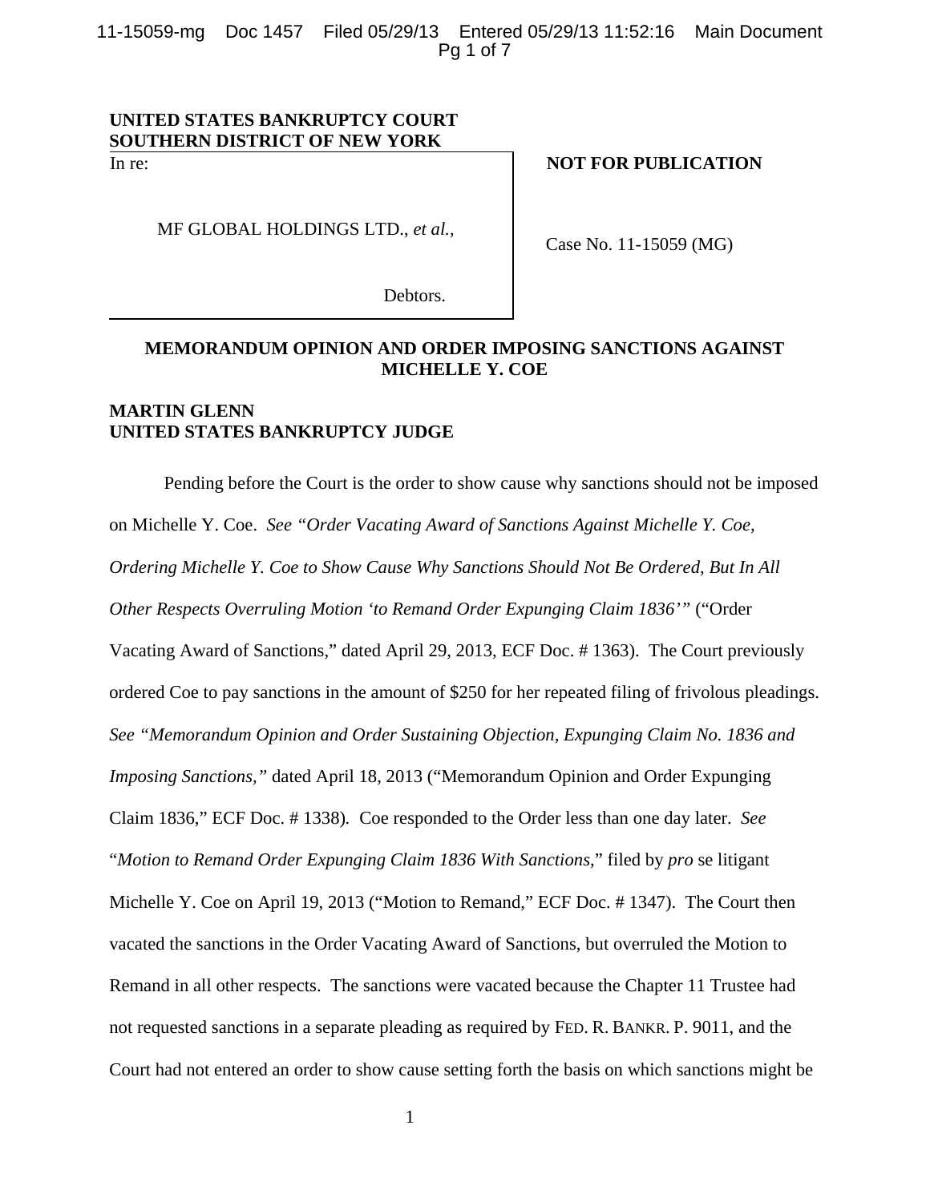**UNITED STATES BANKRUPTCY COURT**
**SOUTHERN DISTRICT OF NEW YORK**

In re:

MF GLOBAL HOLDINGS LTD., *et al.*,

Debtors.

**NOT FOR PUBLICATION**

Case No. 11-15059 (MG)

**MEMORANDUM OPINION AND ORDER IMPOSING SANCTIONS AGAINST MICHELLE Y. COE**

**MARTIN GLENN**
**UNITED STATES BANKRUPTCY JUDGE**

Pending before the Court is the order to show cause why sanctions should not be imposed on Michelle Y. Coe. *See "Order Vacating Award of Sanctions Against Michelle Y. Coe, Ordering Michelle Y. Coe to Show Cause Why Sanctions Should Not Be Ordered, But In All Other Respects Overruling Motion 'to Remand Order Expunging Claim 1836'"* ("Order Vacating Award of Sanctions," dated April 29, 2013, ECF Doc. # 1363). The Court previously ordered Coe to pay sanctions in the amount of $250 for her repeated filing of frivolous pleadings. *See "Memorandum Opinion and Order Sustaining Objection, Expunging Claim No. 1836 and Imposing Sanctions,"* dated April 18, 2013 ("Memorandum Opinion and Order Expunging Claim 1836," ECF Doc. # 1338). Coe responded to the Order less than one day later. *See* "*Motion to Remand Order Expunging Claim 1836 With Sanctions*," filed by *pro* se litigant Michelle Y. Coe on April 19, 2013 ("Motion to Remand," ECF Doc. # 1347). The Court then vacated the sanctions in the Order Vacating Award of Sanctions, but overruled the Motion to Remand in all other respects. The sanctions were vacated because the Chapter 11 Trustee had not requested sanctions in a separate pleading as required by FED. R. BANKR. P. 9011, and the Court had not entered an order to show cause setting forth the basis on which sanctions might be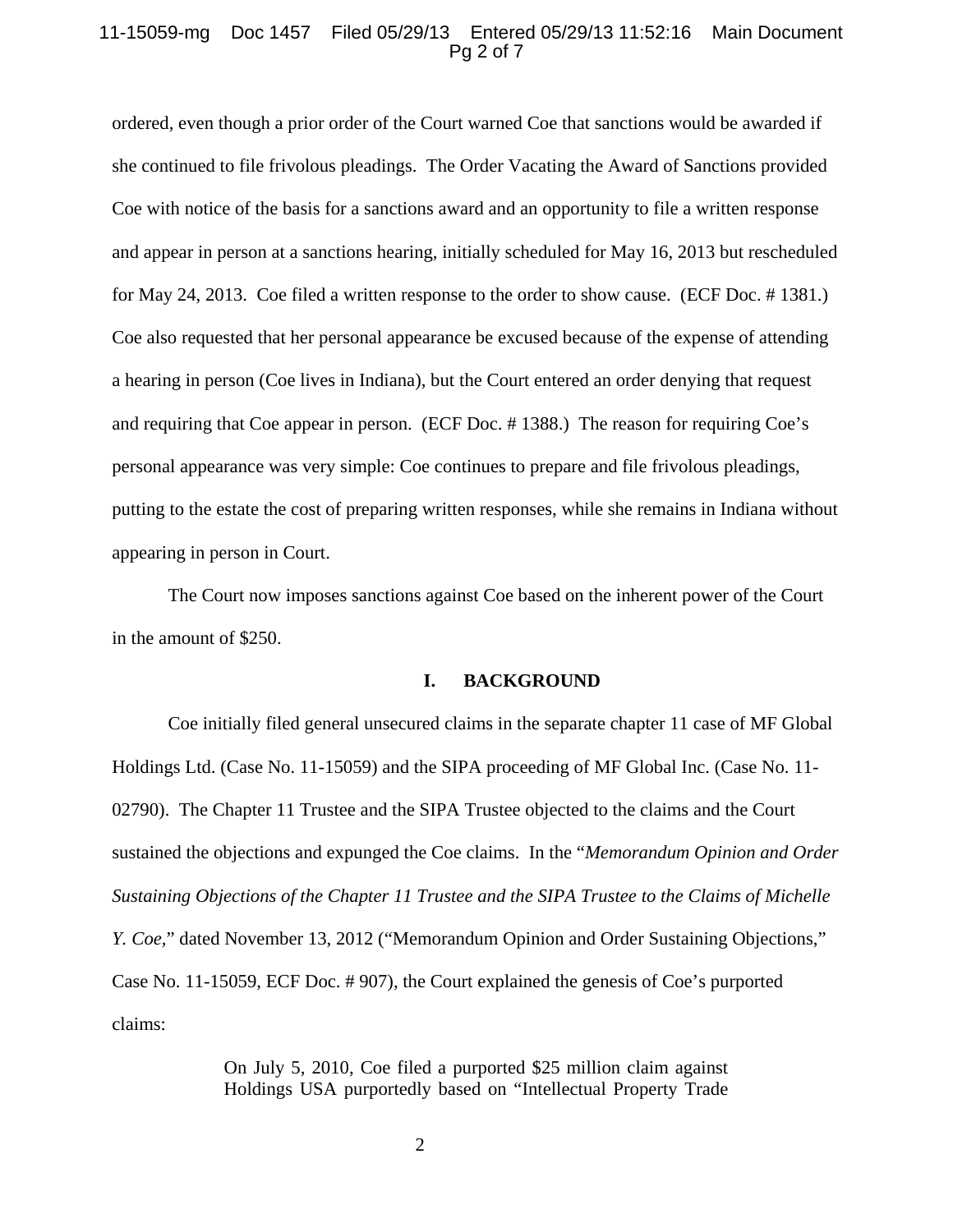ordered, even though a prior order of the Court warned Coe that sanctions would be awarded if she continued to file frivolous pleadings. The Order Vacating the Award of Sanctions provided Coe with notice of the basis for a sanctions award and an opportunity to file a written response and appear in person at a sanctions hearing, initially scheduled for May 16, 2013 but rescheduled for May 24, 2013. Coe filed a written response to the order to show cause. (ECF Doc. # 1381.) Coe also requested that her personal appearance be excused because of the expense of attending a hearing in person (Coe lives in Indiana), but the Court entered an order denying that request and requiring that Coe appear in person. (ECF Doc. # 1388.) The reason for requiring Coe's personal appearance was very simple: Coe continues to prepare and file frivolous pleadings, putting to the estate the cost of preparing written responses, while she remains in Indiana without appearing in person in Court.

The Court now imposes sanctions against Coe based on the inherent power of the Court in the amount of $250.

## I. BACKGROUND

Coe initially filed general unsecured claims in the separate chapter 11 case of MF Global Holdings Ltd. (Case No. 11-15059) and the SIPA proceeding of MF Global Inc. (Case No. 11-02790). The Chapter 11 Trustee and the SIPA Trustee objected to the claims and the Court sustained the objections and expunged the Coe claims. In the "*Memorandum Opinion and Order Sustaining Objections of the Chapter 11 Trustee and the SIPA Trustee to the Claims of Michelle Y. Coe*," dated November 13, 2012 ("Memorandum Opinion and Order Sustaining Objections," Case No. 11-15059, ECF Doc. # 907), the Court explained the genesis of Coe's purported claims:

> On July 5, 2010, Coe filed a purported $25 million claim against Holdings USA purportedly based on "Intellectual Property Trade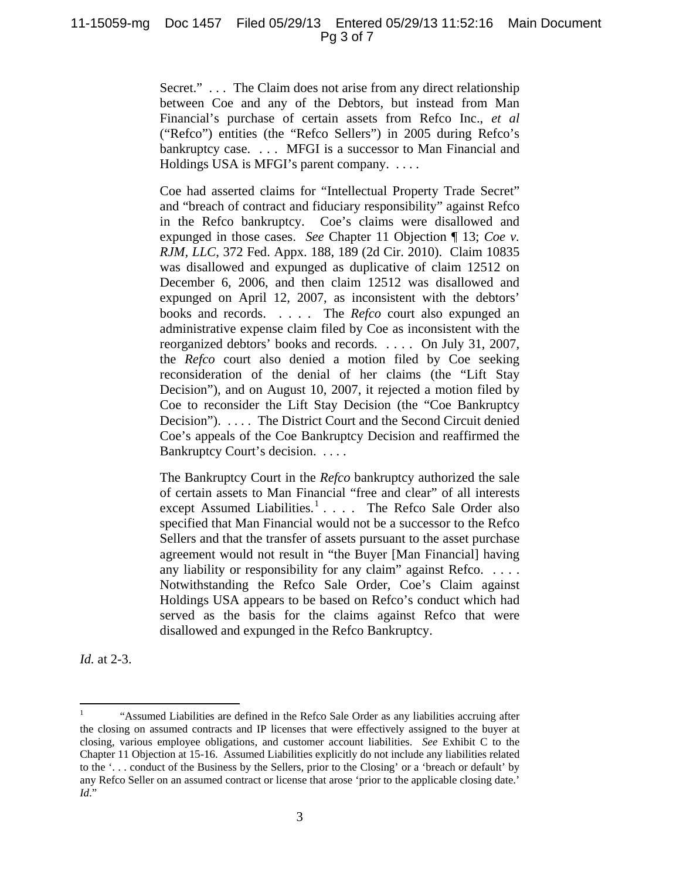> Secret." . . . The Claim does not arise from any direct relationship between Coe and any of the Debtors, but instead from Man Financial's purchase of certain assets from Refco Inc., *et al* ("Refco") entities (the "Refco Sellers") in 2005 during Refco's bankruptcy case. . . . MFGI is a successor to Man Financial and Holdings USA is MFGI's parent company. . . . .
>
> Coe had asserted claims for "Intellectual Property Trade Secret" and "breach of contract and fiduciary responsibility" against Refco in the Refco bankruptcy. Coe's claims were disallowed and expunged in those cases. *See* Chapter 11 Objection ¶ 13; *Coe v. RJM, LLC*, 372 Fed. Appx. 188, 189 (2d Cir. 2010). Claim 10835 was disallowed and expunged as duplicative of claim 12512 on December 6, 2006, and then claim 12512 was disallowed and expunged on April 12, 2007, as inconsistent with the debtors' books and records. . . . . The *Refco* court also expunged an administrative expense claim filed by Coe as inconsistent with the reorganized debtors' books and records. . . . . On July 31, 2007, the *Refco* court also denied a motion filed by Coe seeking reconsideration of the denial of her claims (the "Lift Stay Decision"), and on August 10, 2007, it rejected a motion filed by Coe to reconsider the Lift Stay Decision (the "Coe Bankruptcy Decision"). . . . . The District Court and the Second Circuit denied Coe's appeals of the Coe Bankruptcy Decision and reaffirmed the Bankruptcy Court's decision. . . . .
>
> The Bankruptcy Court in the *Refco* bankruptcy authorized the sale of certain assets to Man Financial "free and clear" of all interests except Assumed Liabilities.[1] . . . . The Refco Sale Order also specified that Man Financial would not be a successor to the Refco Sellers and that the transfer of assets pursuant to the asset purchase agreement would not result in "the Buyer [Man Financial] having any liability or responsibility for any claim" against Refco. . . . . Notwithstanding the Refco Sale Order, Coe's Claim against Holdings USA appears to be based on Refco's conduct which had served as the basis for the claims against Refco that were disallowed and expunged in the Refco Bankruptcy.

*Id.* at 2-3.

---

[1] "Assumed Liabilities are defined in the Refco Sale Order as any liabilities accruing after the closing on assumed contracts and IP licenses that were effectively assigned to the buyer at closing, various employee obligations, and customer account liabilities. *See* Exhibit C to the Chapter 11 Objection at 15-16. Assumed Liabilities explicitly do not include any liabilities related to the '. . . conduct of the Business by the Sellers, prior to the Closing' or a 'breach or default' by any Refco Seller on an assumed contract or license that arose 'prior to the applicable closing date.' *Id.*"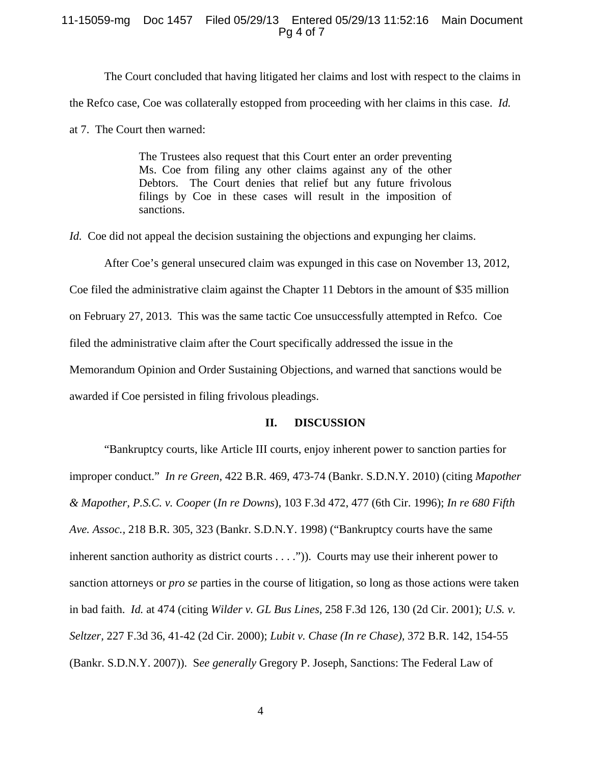The Court concluded that having litigated her claims and lost with respect to the claims in the Refco case, Coe was collaterally estopped from proceeding with her claims in this case. *Id.* at 7. The Court then warned:

> The Trustees also request that this Court enter an order preventing Ms. Coe from filing any other claims against any of the other Debtors. The Court denies that relief but any future frivolous filings by Coe in these cases will result in the imposition of sanctions.

*Id.* Coe did not appeal the decision sustaining the objections and expunging her claims.

After Coe's general unsecured claim was expunged in this case on November 13, 2012, Coe filed the administrative claim against the Chapter 11 Debtors in the amount of $35 million on February 27, 2013. This was the same tactic Coe unsuccessfully attempted in Refco. Coe filed the administrative claim after the Court specifically addressed the issue in the Memorandum Opinion and Order Sustaining Objections, and warned that sanctions would be awarded if Coe persisted in filing frivolous pleadings.

## II. DISCUSSION

"Bankruptcy courts, like Article III courts, enjoy inherent power to sanction parties for improper conduct." *In re Green*, 422 B.R. 469, 473-74 (Bankr. S.D.N.Y. 2010) (citing *Mapother & Mapother, P.S.C. v. Cooper* (*In re Downs*), 103 F.3d 472, 477 (6th Cir. 1996); *In re 680 Fifth Ave. Assoc.,* 218 B.R. 305, 323 (Bankr. S.D.N.Y. 1998) ("Bankruptcy courts have the same inherent sanction authority as district courts . . . .")). Courts may use their inherent power to sanction attorneys or *pro se* parties in the course of litigation, so long as those actions were taken in bad faith. *Id.* at 474 (citing *Wilder v. GL Bus Lines,* 258 F.3d 126, 130 (2d Cir. 2001); *U.S. v. Seltzer,* 227 F.3d 36, 41-42 (2d Cir. 2000); *Lubit v. Chase (In re Chase),* 372 B.R. 142, 154-55 (Bankr. S.D.N.Y. 2007)). S*ee generally* Gregory P. Joseph, Sanctions: The Federal Law of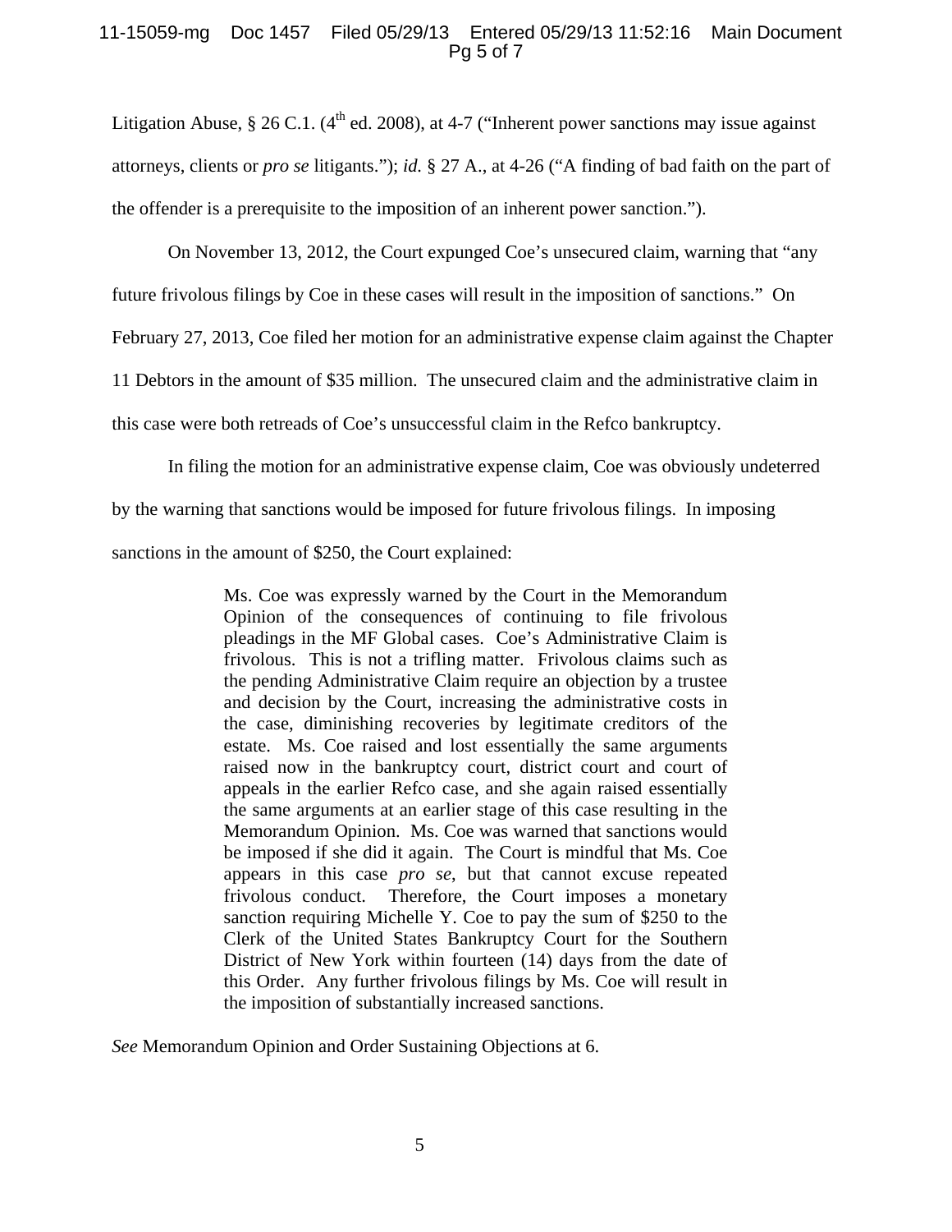Litigation Abuse, § 26 C.1. (4th ed. 2008), at 4-7 ("Inherent power sanctions may issue against attorneys, clients or *pro se* litigants."); *id.* § 27 A., at 4-26 ("A finding of bad faith on the part of the offender is a prerequisite to the imposition of an inherent power sanction.").

On November 13, 2012, the Court expunged Coe's unsecured claim, warning that "any future frivolous filings by Coe in these cases will result in the imposition of sanctions." On February 27, 2013, Coe filed her motion for an administrative expense claim against the Chapter 11 Debtors in the amount of $35 million. The unsecured claim and the administrative claim in this case were both retreads of Coe's unsuccessful claim in the Refco bankruptcy.

In filing the motion for an administrative expense claim, Coe was obviously undeterred by the warning that sanctions would be imposed for future frivolous filings. In imposing sanctions in the amount of $250, the Court explained:

> Ms. Coe was expressly warned by the Court in the Memorandum Opinion of the consequences of continuing to file frivolous pleadings in the MF Global cases. Coe's Administrative Claim is frivolous. This is not a trifling matter. Frivolous claims such as the pending Administrative Claim require an objection by a trustee and decision by the Court, increasing the administrative costs in the case, diminishing recoveries by legitimate creditors of the estate. Ms. Coe raised and lost essentially the same arguments raised now in the bankruptcy court, district court and court of appeals in the earlier Refco case, and she again raised essentially the same arguments at an earlier stage of this case resulting in the Memorandum Opinion. Ms. Coe was warned that sanctions would be imposed if she did it again. The Court is mindful that Ms. Coe appears in this case *pro se*, but that cannot excuse repeated frivolous conduct. Therefore, the Court imposes a monetary sanction requiring Michelle Y. Coe to pay the sum of $250 to the Clerk of the United States Bankruptcy Court for the Southern District of New York within fourteen (14) days from the date of this Order. Any further frivolous filings by Ms. Coe will result in the imposition of substantially increased sanctions.

*See* Memorandum Opinion and Order Sustaining Objections at 6.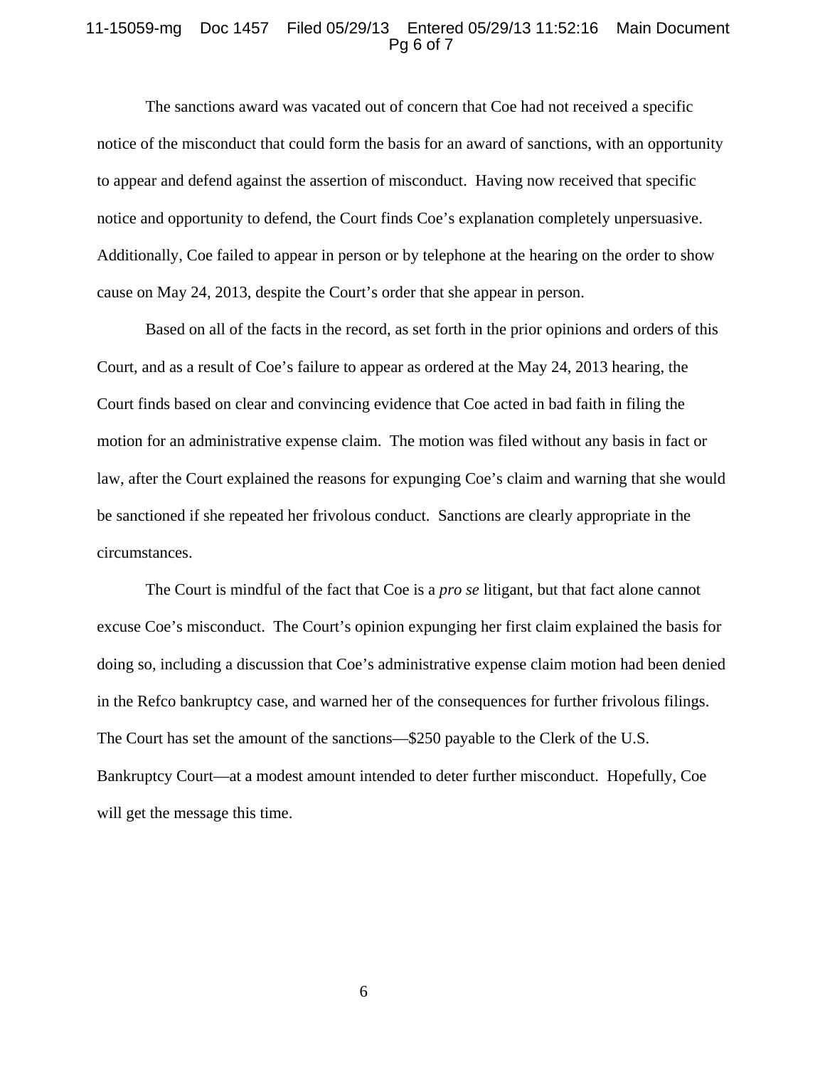The sanctions award was vacated out of concern that Coe had not received a specific notice of the misconduct that could form the basis for an award of sanctions, with an opportunity to appear and defend against the assertion of misconduct. Having now received that specific notice and opportunity to defend, the Court finds Coe's explanation completely unpersuasive. Additionally, Coe failed to appear in person or by telephone at the hearing on the order to show cause on May 24, 2013, despite the Court's order that she appear in person.

Based on all of the facts in the record, as set forth in the prior opinions and orders of this Court, and as a result of Coe's failure to appear as ordered at the May 24, 2013 hearing, the Court finds based on clear and convincing evidence that Coe acted in bad faith in filing the motion for an administrative expense claim. The motion was filed without any basis in fact or law, after the Court explained the reasons for expunging Coe's claim and warning that she would be sanctioned if she repeated her frivolous conduct. Sanctions are clearly appropriate in the circumstances.

The Court is mindful of the fact that Coe is a *pro se* litigant, but that fact alone cannot excuse Coe's misconduct. The Court's opinion expunging her first claim explained the basis for doing so, including a discussion that Coe's administrative expense claim motion had been denied in the Refco bankruptcy case, and warned her of the consequences for further frivolous filings. The Court has set the amount of the sanctions—$250 payable to the Clerk of the U.S. Bankruptcy Court—at a modest amount intended to deter further misconduct. Hopefully, Coe will get the message this time.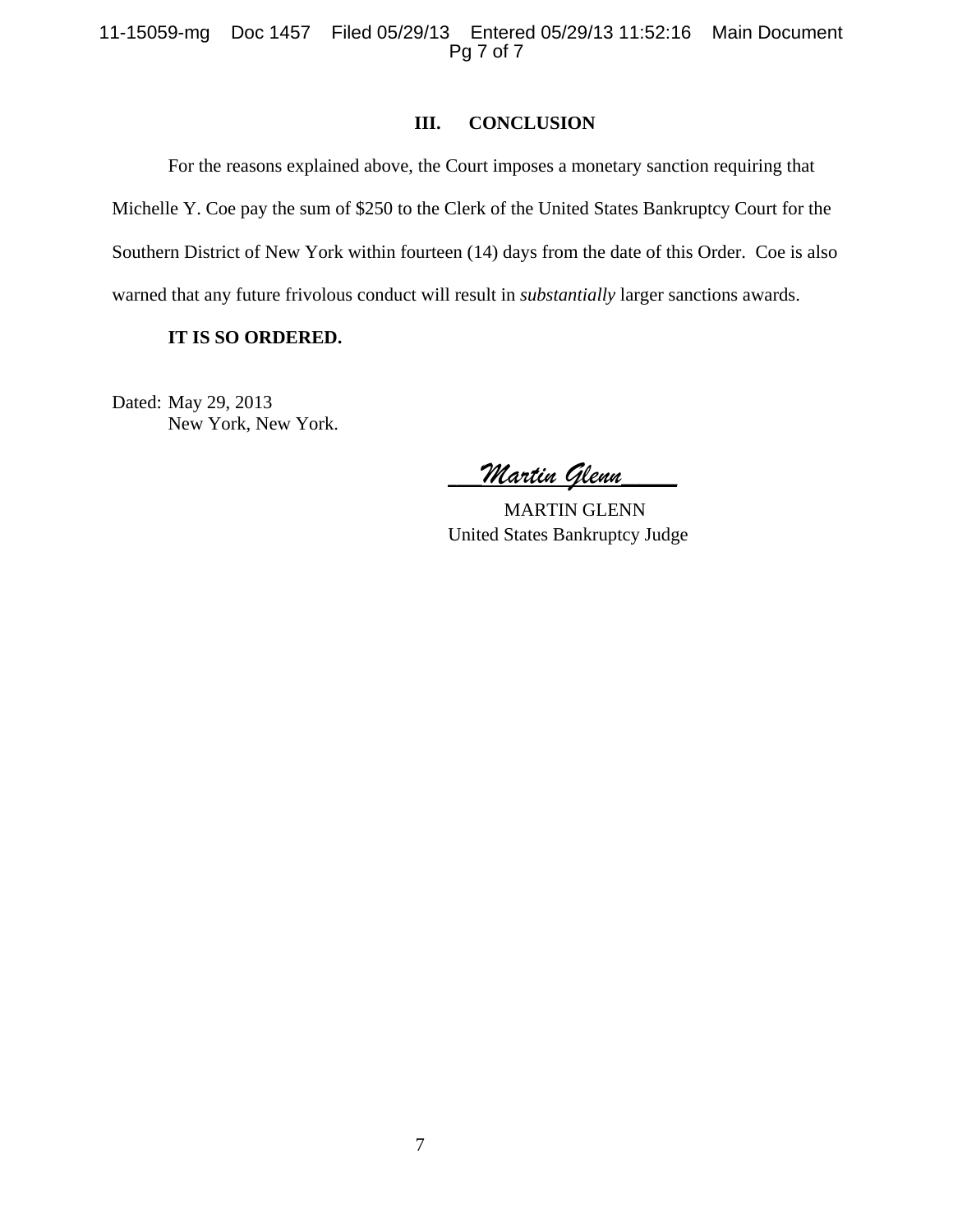## III. CONCLUSION

For the reasons explained above, the Court imposes a monetary sanction requiring that Michelle Y. Coe pay the sum of $250 to the Clerk of the United States Bankruptcy Court for the Southern District of New York within fourteen (14) days from the date of this Order. Coe is also warned that any future frivolous conduct will result in *substantially* larger sanctions awards.

**IT IS SO ORDERED.**

Dated: May 29, 2013
New York, New York.

*Martin Glenn*

MARTIN GLENN
United States Bankruptcy Judge